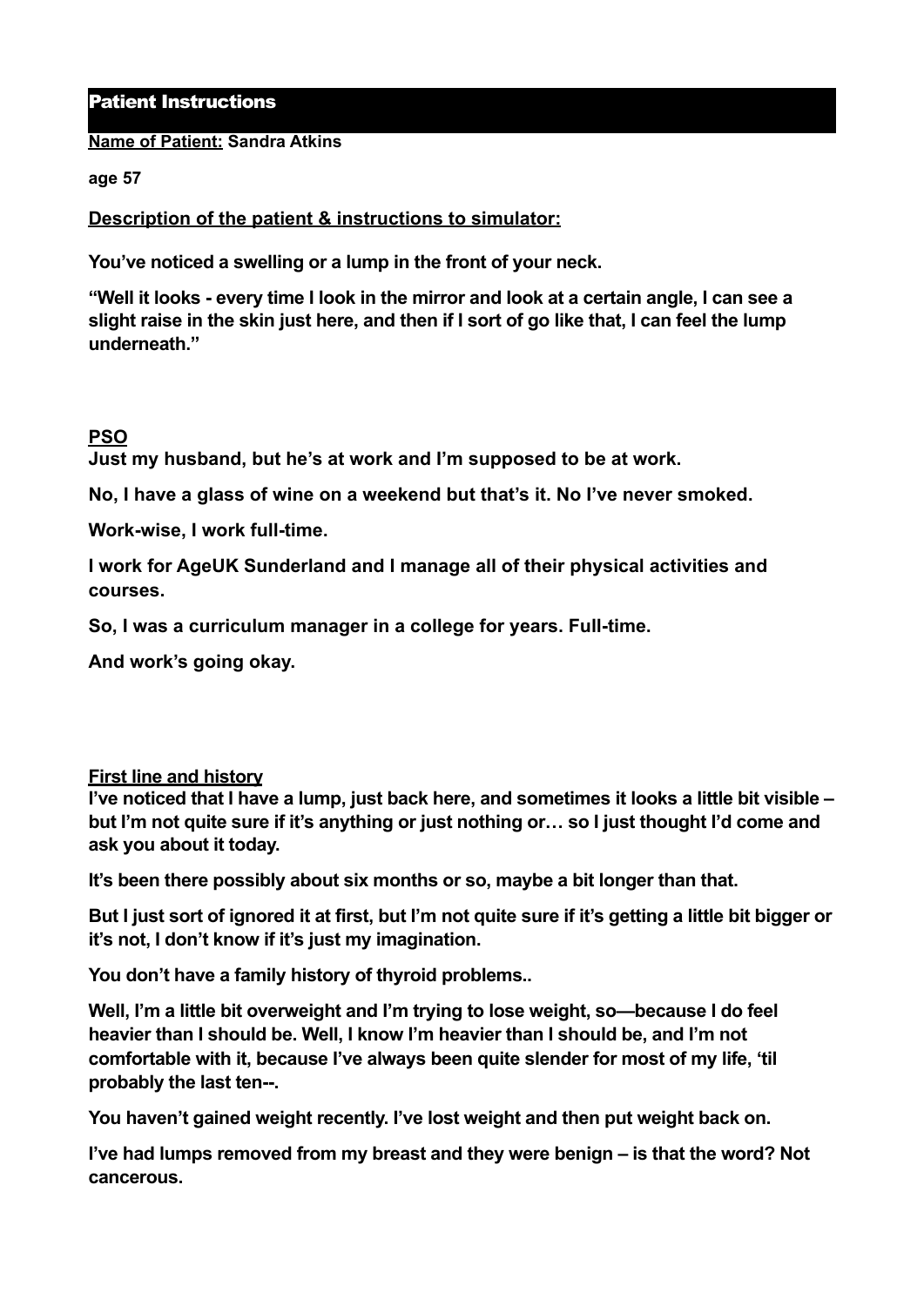## Patient Instructions

**Name of Patient: Sandra Atkins**

**age 57**

**Description of the patient & instructions to simulator:**

**You've noticed a swelling or a lump in the front of your neck.**

**"Well it looks - every time I look in the mirror and look at a certain angle, I can see a slight raise in the skin just here, and then if I sort of go like that, I can feel the lump underneath."**

**PSO**

**Just my husband, but he's at work and I'm supposed to be at work.**

**No, I have a glass of wine on a weekend but that's it. No I've never smoked.**

**Work-wise, I work full-time.**

**I work for AgeUK Sunderland and I manage all of their physical activities and courses.**

**So, I was a curriculum manager in a college for years. Full-time.**

**And work's going okay.**

**First line and history**

**I've noticed that I have a lump, just back here, and sometimes it looks a little bit visible – but I'm not quite sure if it's anything or just nothing or… so I just thought I'd come and ask you about it today.**

**It's been there possibly about six months or so, maybe a bit longer than that.**

**But I just sort of ignored it at first, but I'm not quite sure if it's getting a little bit bigger or it's not, I don't know if it's just my imagination.**

**You don't have a family history of thyroid problems..**

**Well, I'm a little bit overweight and I'm trying to lose weight, so—because I do feel heavier than I should be. Well, I know I'm heavier than I should be, and I'm not comfortable with it, because I've always been quite slender for most of my life, 'til probably the last ten--.**

**You haven't gained weight recently. I've lost weight and then put weight back on.**

**I've had lumps removed from my breast and they were benign – is that the word? Not cancerous.**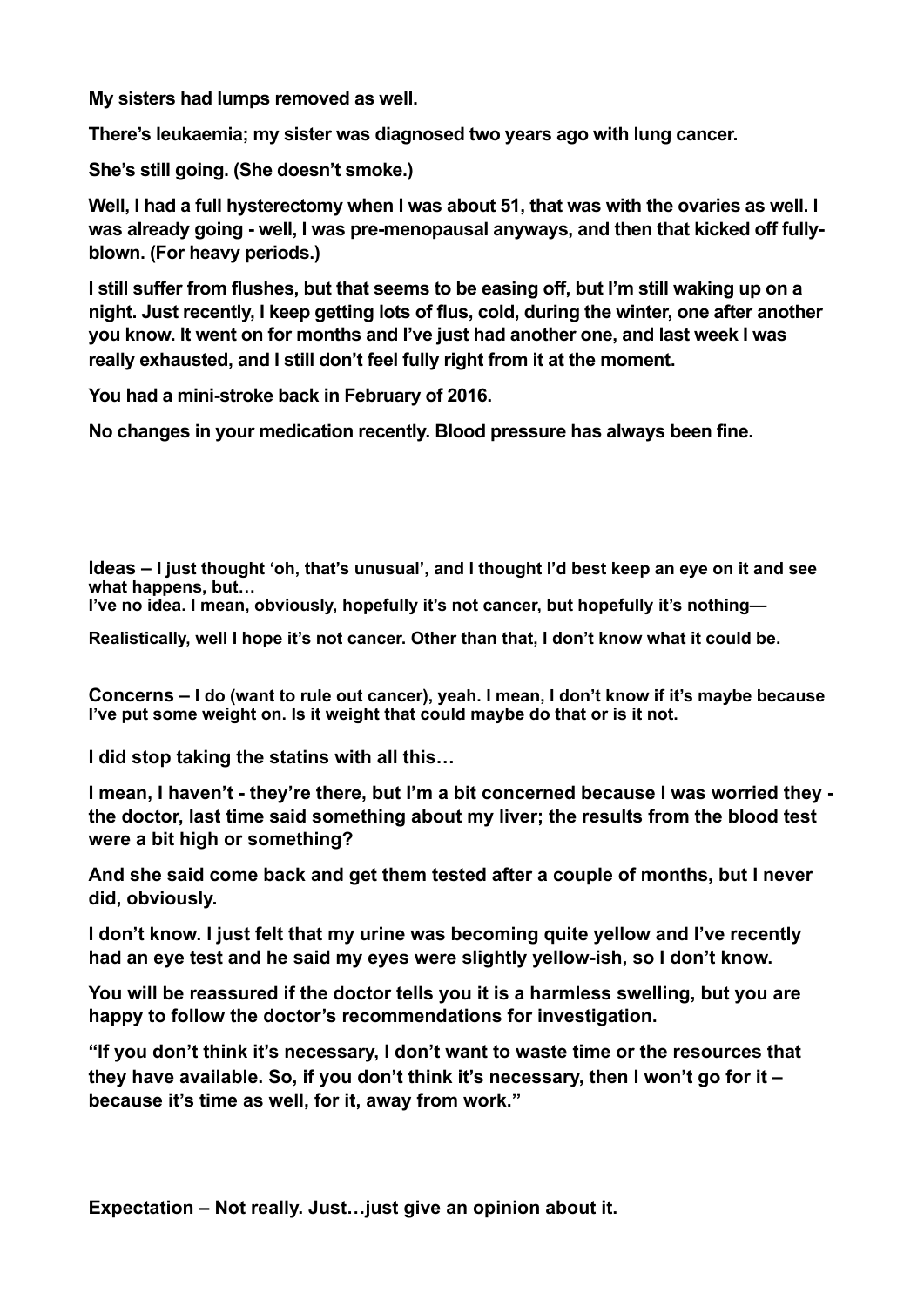**My sisters had lumps removed as well.**

**There's leukaemia; my sister was diagnosed two years ago with lung cancer.**

**She's still going. (She doesn't smoke.)**

**Well, I had a full hysterectomy when I was about 51, that was with the ovaries as well. I was already going - well, I was pre-menopausal anyways, and then that kicked off fully-blown. (For heavy periods.)**

**I still suffer from flushes, but that seems to be easing off, but I'm still waking up on a night. Just recently, I keep getting lots of flus, cold, during the winter, one after another you know. It went on for months and I've just had another one, and last week I was really exhausted, and I still don't feel fully right from it at the moment.**

**You had a mini-stroke back in February of 2016.**

**No changes in your medication recently. Blood pressure has always been fine.**

**Ideas – I just thought 'oh, that's unusual', and I thought I'd best keep an eye on it and see what happens, but…**
**I've no idea. I mean, obviously, hopefully it's not cancer, but hopefully it's nothing—**

**Realistically, well I hope it's not cancer. Other than that, I don't know what it could be.**

**Concerns – I do (want to rule out cancer), yeah. I mean, I don't know if it's maybe because I've put some weight on. Is it weight that could maybe do that or is it not.**

**I did stop taking the statins with all this…**

**I mean, I haven't - they're there, but I'm a bit concerned because I was worried they - the doctor, last time said something about my liver; the results from the blood test were a bit high or something?**

**And she said come back and get them tested after a couple of months, but I never did, obviously.**

**I don't know. I just felt that my urine was becoming quite yellow and I've recently had an eye test and he said my eyes were slightly yellow-ish, so I don't know.**

**You will be reassured if the doctor tells you it is a harmless swelling, but you are happy to follow the doctor's recommendations for investigation.**

**"If you don't think it's necessary, I don't want to waste time or the resources that they have available. So, if you don't think it's necessary, then I won't go for it – because it's time as well, for it, away from work."**

**Expectation – Not really. Just…just give an opinion about it.**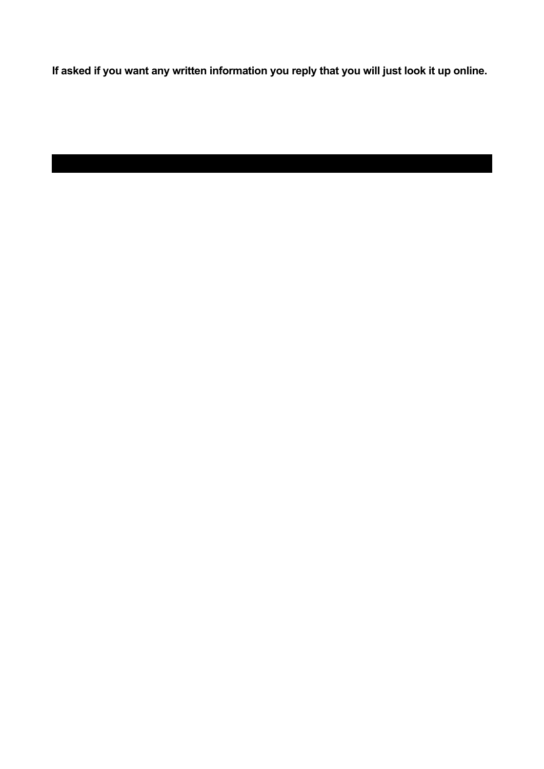**If asked if you want any written information you reply that you will just look it up online.**